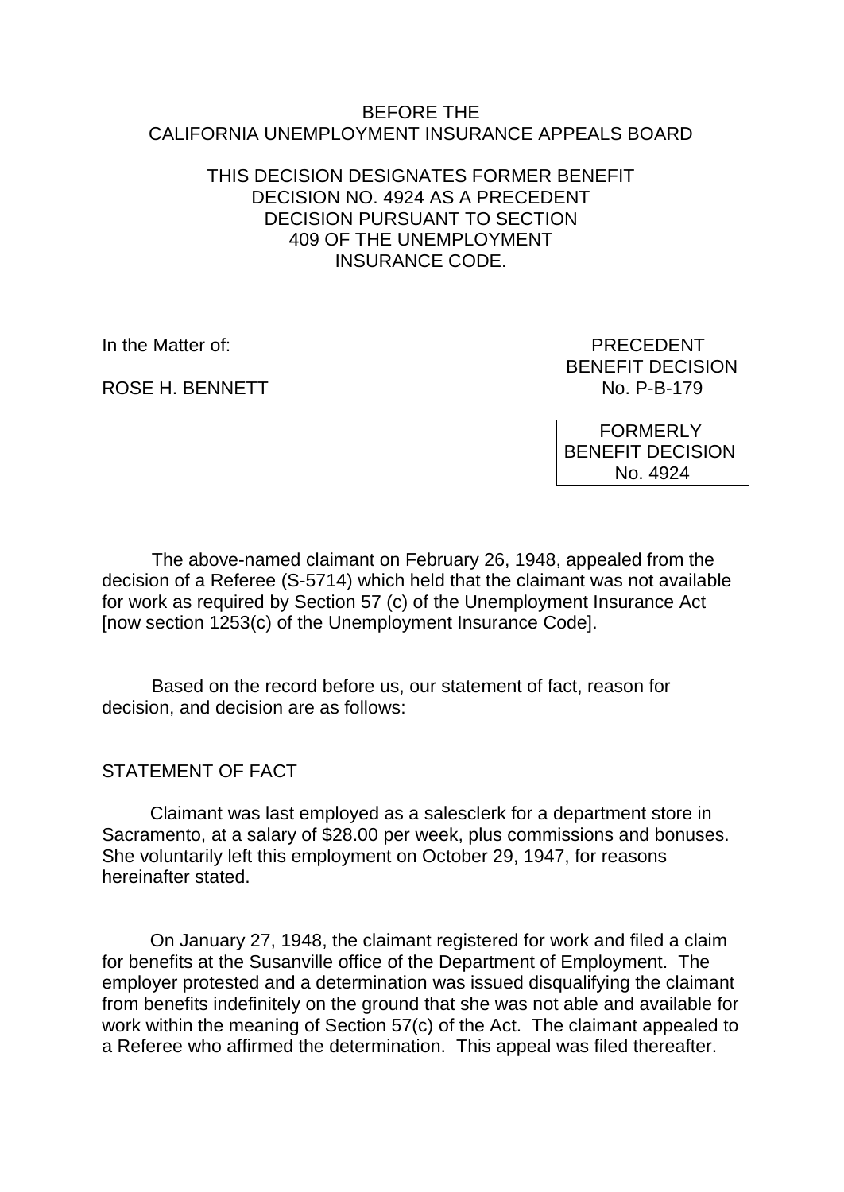BEFORE THE
CALIFORNIA UNEMPLOYMENT INSURANCE APPEALS BOARD

THIS DECISION DESIGNATES FORMER BENEFIT DECISION NO. 4924 AS A PRECEDENT DECISION PURSUANT TO SECTION 409 OF THE UNEMPLOYMENT INSURANCE CODE.

In the Matter of:

ROSE H. BENNETT

PRECEDENT
BENEFIT DECISION
No. P-B-179

FORMERLY
BENEFIT DECISION
No. 4924

The above-named claimant on February 26, 1948, appealed from the decision of a Referee (S-5714) which held that the claimant was not available for work as required by Section 57 (c) of the Unemployment Insurance Act [now section 1253(c) of the Unemployment Insurance Code].

Based on the record before us, our statement of fact, reason for decision, and decision are as follows:

STATEMENT OF FACT

Claimant was last employed as a salesclerk for a department store in Sacramento, at a salary of $28.00 per week, plus commissions and bonuses. She voluntarily left this employment on October 29, 1947, for reasons hereinafter stated.

On January 27, 1948, the claimant registered for work and filed a claim for benefits at the Susanville office of the Department of Employment. The employer protested and a determination was issued disqualifying the claimant from benefits indefinitely on the ground that she was not able and available for work within the meaning of Section 57(c) of the Act. The claimant appealed to a Referee who affirmed the determination. This appeal was filed thereafter.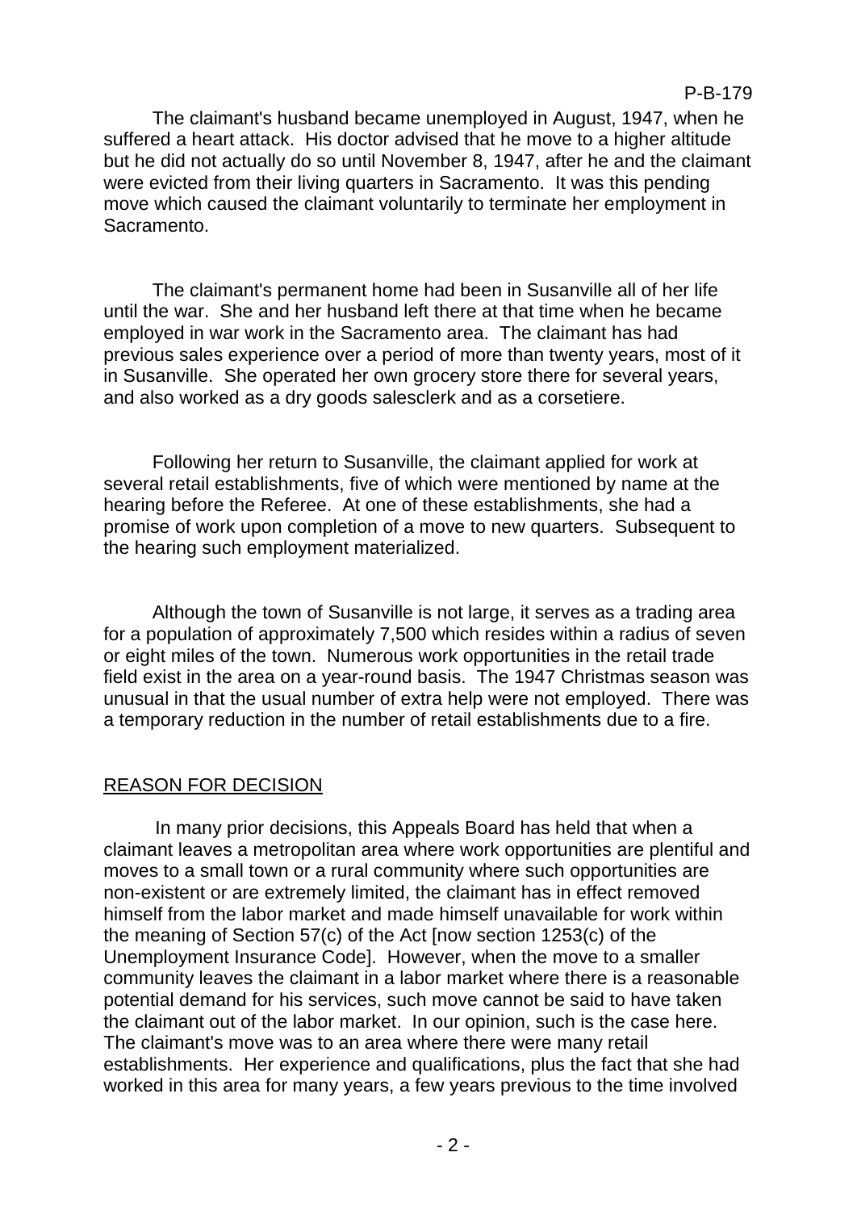The claimant's husband became unemployed in August, 1947, when he suffered a heart attack. His doctor advised that he move to a higher altitude but he did not actually do so until November 8, 1947, after he and the claimant were evicted from their living quarters in Sacramento. It was this pending move which caused the claimant voluntarily to terminate her employment in Sacramento.

The claimant's permanent home had been in Susanville all of her life until the war. She and her husband left there at that time when he became employed in war work in the Sacramento area. The claimant has had previous sales experience over a period of more than twenty years, most of it in Susanville. She operated her own grocery store there for several years, and also worked as a dry goods salesclerk and as a corsetiere.

Following her return to Susanville, the claimant applied for work at several retail establishments, five of which were mentioned by name at the hearing before the Referee. At one of these establishments, she had a promise of work upon completion of a move to new quarters. Subsequent to the hearing such employment materialized.

Although the town of Susanville is not large, it serves as a trading area for a population of approximately 7,500 which resides within a radius of seven or eight miles of the town. Numerous work opportunities in the retail trade field exist in the area on a year-round basis. The 1947 Christmas season was unusual in that the usual number of extra help were not employed. There was a temporary reduction in the number of retail establishments due to a fire.

## REASON FOR DECISION

In many prior decisions, this Appeals Board has held that when a claimant leaves a metropolitan area where work opportunities are plentiful and moves to a small town or a rural community where such opportunities are non-existent or are extremely limited, the claimant has in effect removed himself from the labor market and made himself unavailable for work within the meaning of Section 57(c) of the Act [now section 1253(c) of the Unemployment Insurance Code]. However, when the move to a smaller community leaves the claimant in a labor market where there is a reasonable potential demand for his services, such move cannot be said to have taken the claimant out of the labor market. In our opinion, such is the case here. The claimant's move was to an area where there were many retail establishments. Her experience and qualifications, plus the fact that she had worked in this area for many years, a few years previous to the time involved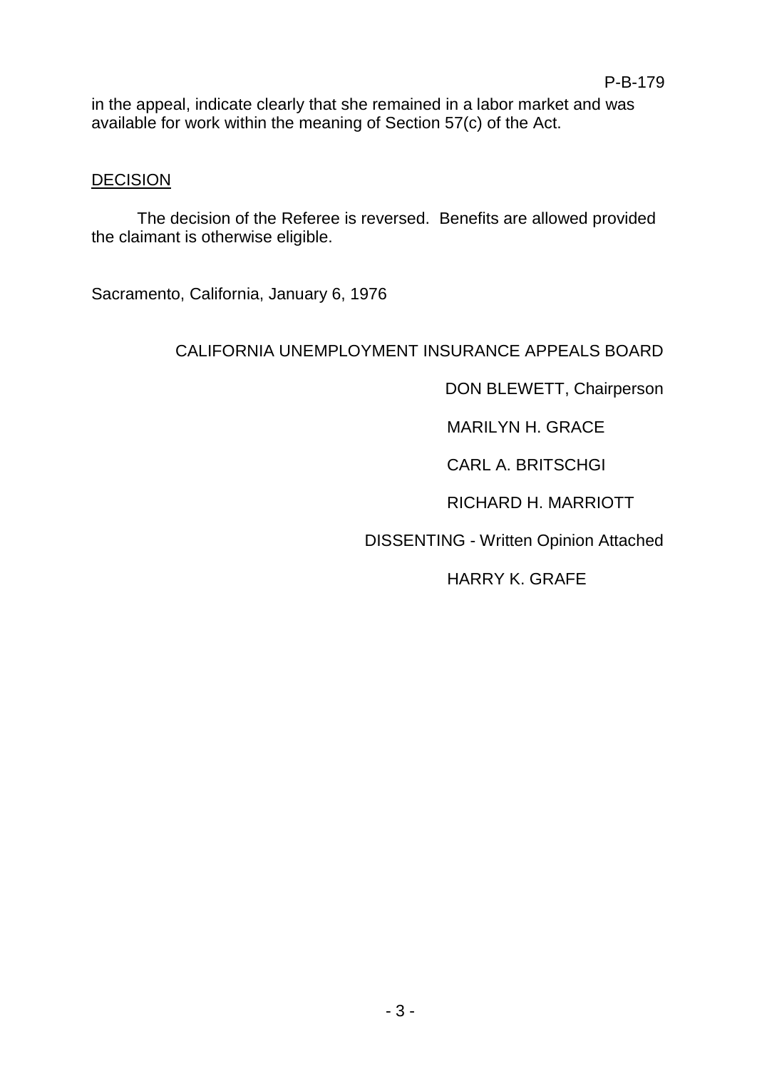in the appeal, indicate clearly that she remained in a labor market and was available for work within the meaning of Section 57(c) of the Act.

## DECISION

The decision of the Referee is reversed. Benefits are allowed provided the claimant is otherwise eligible.

Sacramento, California, January 6, 1976

CALIFORNIA UNEMPLOYMENT INSURANCE APPEALS BOARD

DON BLEWETT, Chairperson

MARILYN H. GRACE

CARL A. BRITSCHGI

RICHARD H. MARRIOTT

DISSENTING - Written Opinion Attached

HARRY K. GRAFE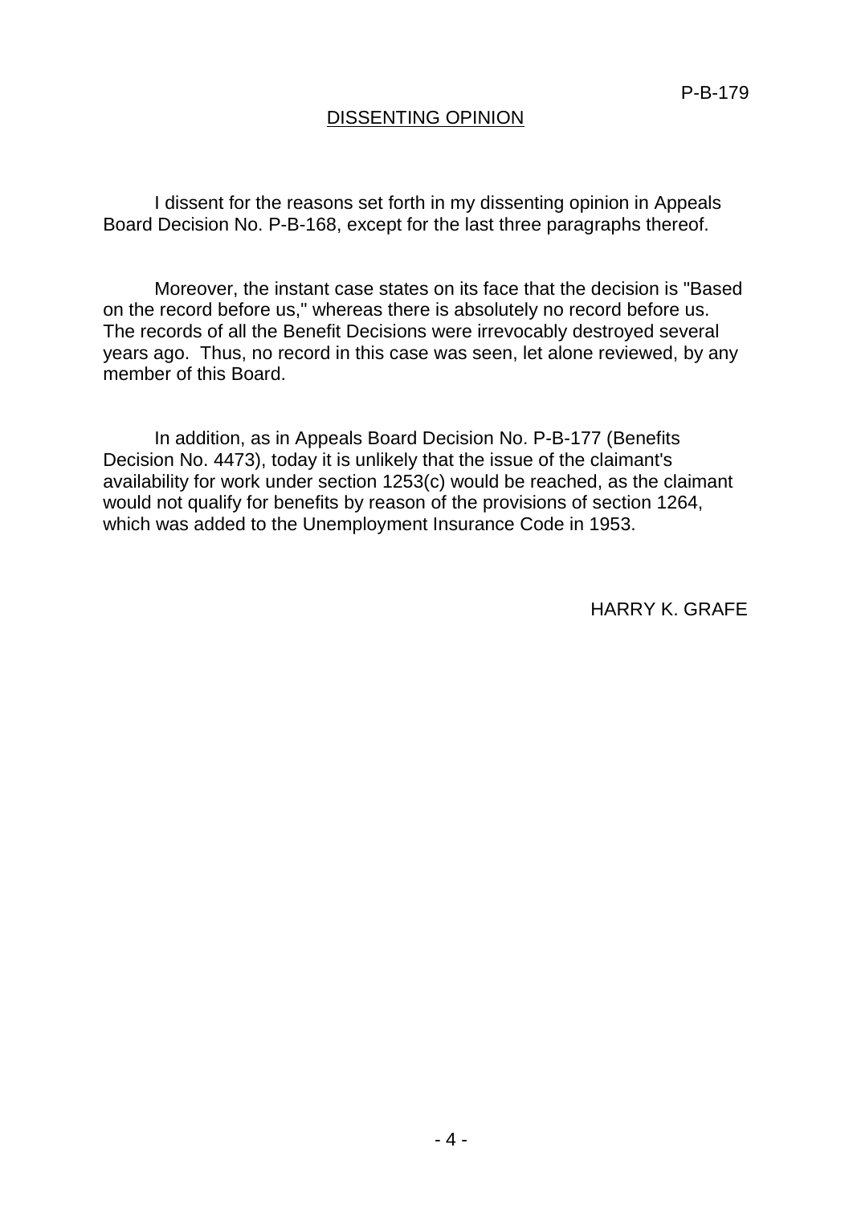P-B-179

## DISSENTING OPINION

I dissent for the reasons set forth in my dissenting opinion in Appeals Board Decision No. P-B-168, except for the last three paragraphs thereof.

Moreover, the instant case states on its face that the decision is "Based on the record before us," whereas there is absolutely no record before us. The records of all the Benefit Decisions were irrevocably destroyed several years ago. Thus, no record in this case was seen, let alone reviewed, by any member of this Board.

In addition, as in Appeals Board Decision No. P-B-177 (Benefits Decision No. 4473), today it is unlikely that the issue of the claimant's availability for work under section 1253(c) would be reached, as the claimant would not qualify for benefits by reason of the provisions of section 1264, which was added to the Unemployment Insurance Code in 1953.

HARRY K. GRAFE